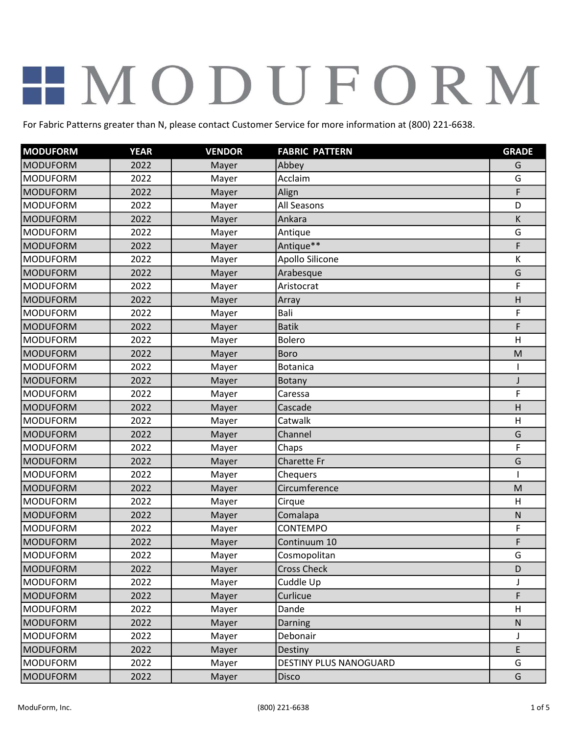# MODUFORM

For Fabric Patterns greater than N, please contact Customer Service for more information at (800) 221-6638.

| MODUFORM | YEAR | VENDOR | FABRIC PATTERN | GRADE |
|---|---|---|---|---|
| MODUFORM | 2022 | Mayer | Abbey | G |
| MODUFORM | 2022 | Mayer | Acclaim | G |
| MODUFORM | 2022 | Mayer | Align | F |
| MODUFORM | 2022 | Mayer | All Seasons | D |
| MODUFORM | 2022 | Mayer | Ankara | K |
| MODUFORM | 2022 | Mayer | Antique | G |
| MODUFORM | 2022 | Mayer | Antique** | F |
| MODUFORM | 2022 | Mayer | Apollo Silicone | K |
| MODUFORM | 2022 | Mayer | Arabesque | G |
| MODUFORM | 2022 | Mayer | Aristocrat | F |
| MODUFORM | 2022 | Mayer | Array | H |
| MODUFORM | 2022 | Mayer | Bali | F |
| MODUFORM | 2022 | Mayer | Batik | F |
| MODUFORM | 2022 | Mayer | Bolero | H |
| MODUFORM | 2022 | Mayer | Boro | M |
| MODUFORM | 2022 | Mayer | Botanica | I |
| MODUFORM | 2022 | Mayer | Botany | J |
| MODUFORM | 2022 | Mayer | Caressa | F |
| MODUFORM | 2022 | Mayer | Cascade | H |
| MODUFORM | 2022 | Mayer | Catwalk | H |
| MODUFORM | 2022 | Mayer | Channel | G |
| MODUFORM | 2022 | Mayer | Chaps | F |
| MODUFORM | 2022 | Mayer | Charette Fr | G |
| MODUFORM | 2022 | Mayer | Chequers | I |
| MODUFORM | 2022 | Mayer | Circumference | M |
| MODUFORM | 2022 | Mayer | Cirque | H |
| MODUFORM | 2022 | Mayer | Comalapa | N |
| MODUFORM | 2022 | Mayer | CONTEMPO | F |
| MODUFORM | 2022 | Mayer | Continuum 10 | F |
| MODUFORM | 2022 | Mayer | Cosmopolitan | G |
| MODUFORM | 2022 | Mayer | Cross Check | D |
| MODUFORM | 2022 | Mayer | Cuddle Up | J |
| MODUFORM | 2022 | Mayer | Curlicue | F |
| MODUFORM | 2022 | Mayer | Dande | H |
| MODUFORM | 2022 | Mayer | Darning | N |
| MODUFORM | 2022 | Mayer | Debonair | J |
| MODUFORM | 2022 | Mayer | Destiny | E |
| MODUFORM | 2022 | Mayer | DESTINY PLUS NANOGUARD | G |
| MODUFORM | 2022 | Mayer | Disco | G |

ModuForm, Inc. (800) 221-6638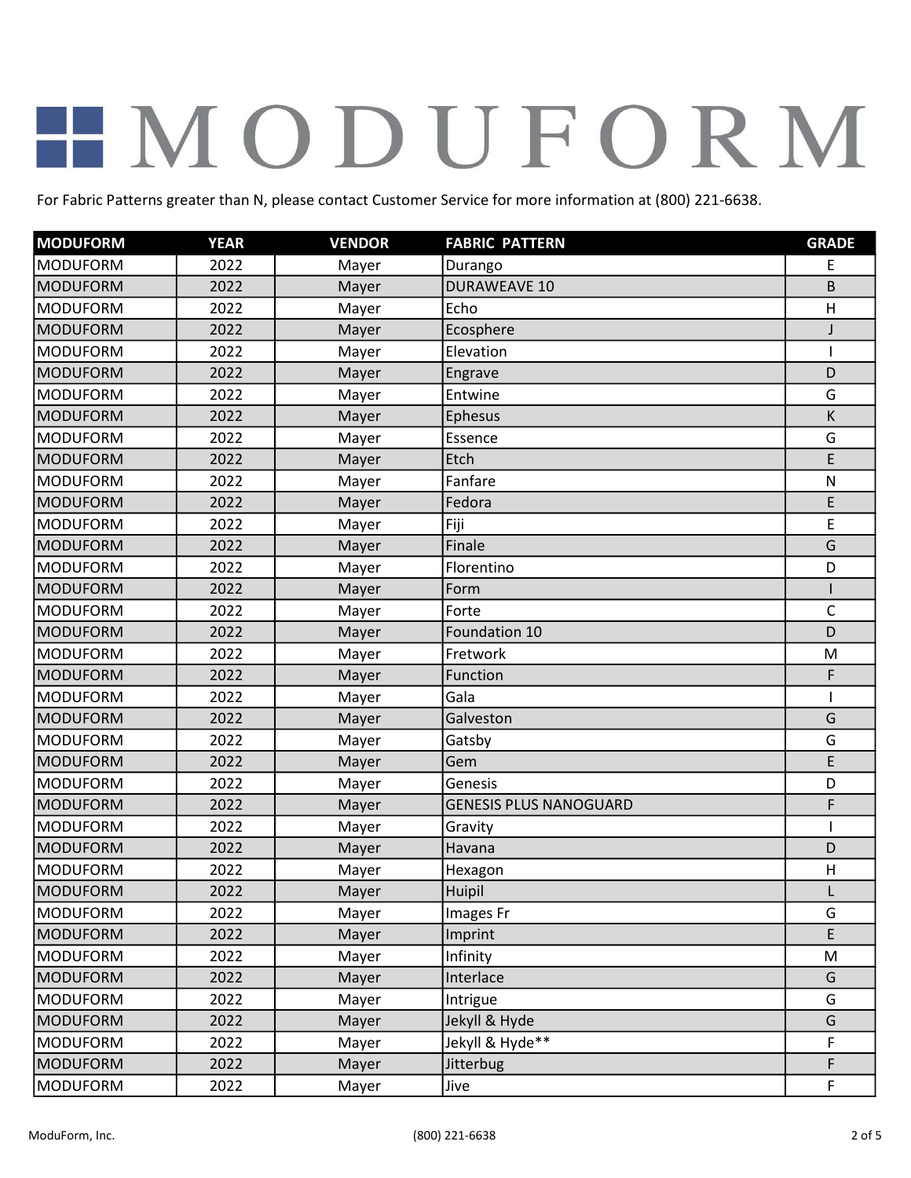# MODUFORM

For Fabric Patterns greater than N, please contact Customer Service for more information at (800) 221-6638.

| MODUFORM | YEAR | VENDOR | FABRIC PATTERN | GRADE |
|---|---|---|---|---|
| MODUFORM | 2022 | Mayer | Durango | E |
| MODUFORM | 2022 | Mayer | DURAWEAVE 10 | B |
| MODUFORM | 2022 | Mayer | Echo | H |
| MODUFORM | 2022 | Mayer | Ecosphere | J |
| MODUFORM | 2022 | Mayer | Elevation | I |
| MODUFORM | 2022 | Mayer | Engrave | D |
| MODUFORM | 2022 | Mayer | Entwine | G |
| MODUFORM | 2022 | Mayer | Ephesus | K |
| MODUFORM | 2022 | Mayer | Essence | G |
| MODUFORM | 2022 | Mayer | Etch | E |
| MODUFORM | 2022 | Mayer | Fanfare | N |
| MODUFORM | 2022 | Mayer | Fedora | E |
| MODUFORM | 2022 | Mayer | Fiji | E |
| MODUFORM | 2022 | Mayer | Finale | G |
| MODUFORM | 2022 | Mayer | Florentino | D |
| MODUFORM | 2022 | Mayer | Form | I |
| MODUFORM | 2022 | Mayer | Forte | C |
| MODUFORM | 2022 | Mayer | Foundation 10 | D |
| MODUFORM | 2022 | Mayer | Fretwork | M |
| MODUFORM | 2022 | Mayer | Function | F |
| MODUFORM | 2022 | Mayer | Gala | I |
| MODUFORM | 2022 | Mayer | Galveston | G |
| MODUFORM | 2022 | Mayer | Gatsby | G |
| MODUFORM | 2022 | Mayer | Gem | E |
| MODUFORM | 2022 | Mayer | Genesis | D |
| MODUFORM | 2022 | Mayer | GENESIS PLUS NANOGUARD | F |
| MODUFORM | 2022 | Mayer | Gravity | I |
| MODUFORM | 2022 | Mayer | Havana | D |
| MODUFORM | 2022 | Mayer | Hexagon | H |
| MODUFORM | 2022 | Mayer | Huipil | L |
| MODUFORM | 2022 | Mayer | Images Fr | G |
| MODUFORM | 2022 | Mayer | Imprint | E |
| MODUFORM | 2022 | Mayer | Infinity | M |
| MODUFORM | 2022 | Mayer | Interlace | G |
| MODUFORM | 2022 | Mayer | Intrigue | G |
| MODUFORM | 2022 | Mayer | Jekyll & Hyde | G |
| MODUFORM | 2022 | Mayer | Jekyll & Hyde** | F |
| MODUFORM | 2022 | Mayer | Jitterbug | F |
| MODUFORM | 2022 | Mayer | Jive | F |

ModuForm, Inc. (800) 221-6638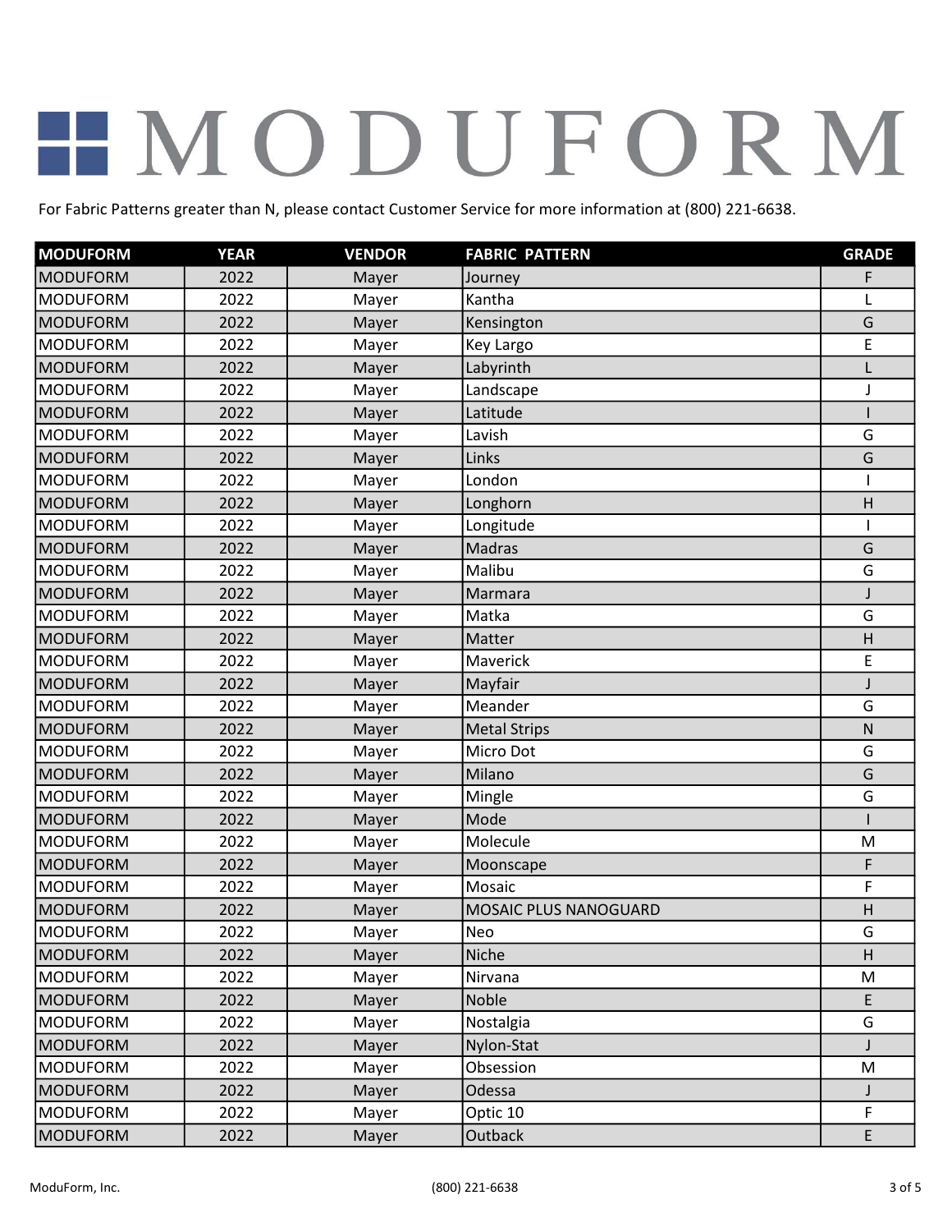# MODUFORM

For Fabric Patterns greater than N, please contact Customer Service for more information at (800) 221-6638.

| MODUFORM | YEAR | VENDOR | FABRIC PATTERN | GRADE |
|---|---|---|---|---|
| MODUFORM | 2022 | Mayer | Journey | F |
| MODUFORM | 2022 | Mayer | Kantha | L |
| MODUFORM | 2022 | Mayer | Kensington | G |
| MODUFORM | 2022 | Mayer | Key Largo | E |
| MODUFORM | 2022 | Mayer | Labyrinth | L |
| MODUFORM | 2022 | Mayer | Landscape | J |
| MODUFORM | 2022 | Mayer | Latitude | I |
| MODUFORM | 2022 | Mayer | Lavish | G |
| MODUFORM | 2022 | Mayer | Links | G |
| MODUFORM | 2022 | Mayer | London | I |
| MODUFORM | 2022 | Mayer | Longhorn | H |
| MODUFORM | 2022 | Mayer | Longitude | I |
| MODUFORM | 2022 | Mayer | Madras | G |
| MODUFORM | 2022 | Mayer | Malibu | G |
| MODUFORM | 2022 | Mayer | Marmara | J |
| MODUFORM | 2022 | Mayer | Matka | G |
| MODUFORM | 2022 | Mayer | Matter | H |
| MODUFORM | 2022 | Mayer | Maverick | E |
| MODUFORM | 2022 | Mayer | Mayfair | J |
| MODUFORM | 2022 | Mayer | Meander | G |
| MODUFORM | 2022 | Mayer | Metal Strips | N |
| MODUFORM | 2022 | Mayer | Micro Dot | G |
| MODUFORM | 2022 | Mayer | Milano | G |
| MODUFORM | 2022 | Mayer | Mingle | G |
| MODUFORM | 2022 | Mayer | Mode | I |
| MODUFORM | 2022 | Mayer | Molecule | M |
| MODUFORM | 2022 | Mayer | Moonscape | F |
| MODUFORM | 2022 | Mayer | Mosaic | F |
| MODUFORM | 2022 | Mayer | MOSAIC PLUS NANOGUARD | H |
| MODUFORM | 2022 | Mayer | Neo | G |
| MODUFORM | 2022 | Mayer | Niche | H |
| MODUFORM | 2022 | Mayer | Nirvana | M |
| MODUFORM | 2022 | Mayer | Noble | E |
| MODUFORM | 2022 | Mayer | Nostalgia | G |
| MODUFORM | 2022 | Mayer | Nylon-Stat | J |
| MODUFORM | 2022 | Mayer | Obsession | M |
| MODUFORM | 2022 | Mayer | Odessa | J |
| MODUFORM | 2022 | Mayer | Optic 10 | F |
| MODUFORM | 2022 | Mayer | Outback | E |

ModuForm, Inc. (800) 221-6638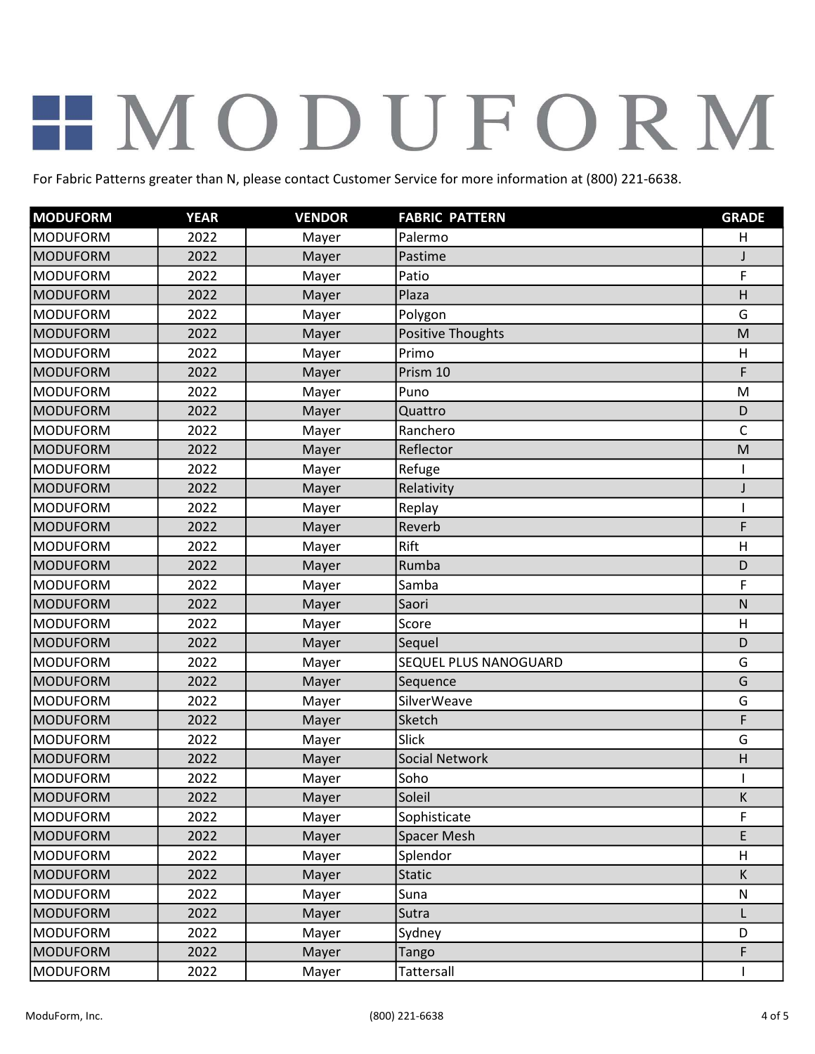# MODUFORM

For Fabric Patterns greater than N, please contact Customer Service for more information at (800) 221-6638.

| MODUFORM | YEAR | VENDOR | FABRIC PATTERN | GRADE |
|---|---|---|---|---|
| MODUFORM | 2022 | Mayer | Palermo | H |
| MODUFORM | 2022 | Mayer | Pastime | J |
| MODUFORM | 2022 | Mayer | Patio | F |
| MODUFORM | 2022 | Mayer | Plaza | H |
| MODUFORM | 2022 | Mayer | Polygon | G |
| MODUFORM | 2022 | Mayer | Positive Thoughts | M |
| MODUFORM | 2022 | Mayer | Primo | H |
| MODUFORM | 2022 | Mayer | Prism 10 | F |
| MODUFORM | 2022 | Mayer | Puno | M |
| MODUFORM | 2022 | Mayer | Quattro | D |
| MODUFORM | 2022 | Mayer | Ranchero | C |
| MODUFORM | 2022 | Mayer | Reflector | M |
| MODUFORM | 2022 | Mayer | Refuge | I |
| MODUFORM | 2022 | Mayer | Relativity | J |
| MODUFORM | 2022 | Mayer | Replay | I |
| MODUFORM | 2022 | Mayer | Reverb | F |
| MODUFORM | 2022 | Mayer | Rift | H |
| MODUFORM | 2022 | Mayer | Rumba | D |
| MODUFORM | 2022 | Mayer | Samba | F |
| MODUFORM | 2022 | Mayer | Saori | N |
| MODUFORM | 2022 | Mayer | Score | H |
| MODUFORM | 2022 | Mayer | Sequel | D |
| MODUFORM | 2022 | Mayer | SEQUEL PLUS NANOGUARD | G |
| MODUFORM | 2022 | Mayer | Sequence | G |
| MODUFORM | 2022 | Mayer | SilverWeave | G |
| MODUFORM | 2022 | Mayer | Sketch | F |
| MODUFORM | 2022 | Mayer | Slick | G |
| MODUFORM | 2022 | Mayer | Social Network | H |
| MODUFORM | 2022 | Mayer | Soho | I |
| MODUFORM | 2022 | Mayer | Soleil | K |
| MODUFORM | 2022 | Mayer | Sophisticate | F |
| MODUFORM | 2022 | Mayer | Spacer Mesh | E |
| MODUFORM | 2022 | Mayer | Splendor | H |
| MODUFORM | 2022 | Mayer | Static | K |
| MODUFORM | 2022 | Mayer | Suna | N |
| MODUFORM | 2022 | Mayer | Sutra | L |
| MODUFORM | 2022 | Mayer | Sydney | D |
| MODUFORM | 2022 | Mayer | Tango | F |
| MODUFORM | 2022 | Mayer | Tattersall | I |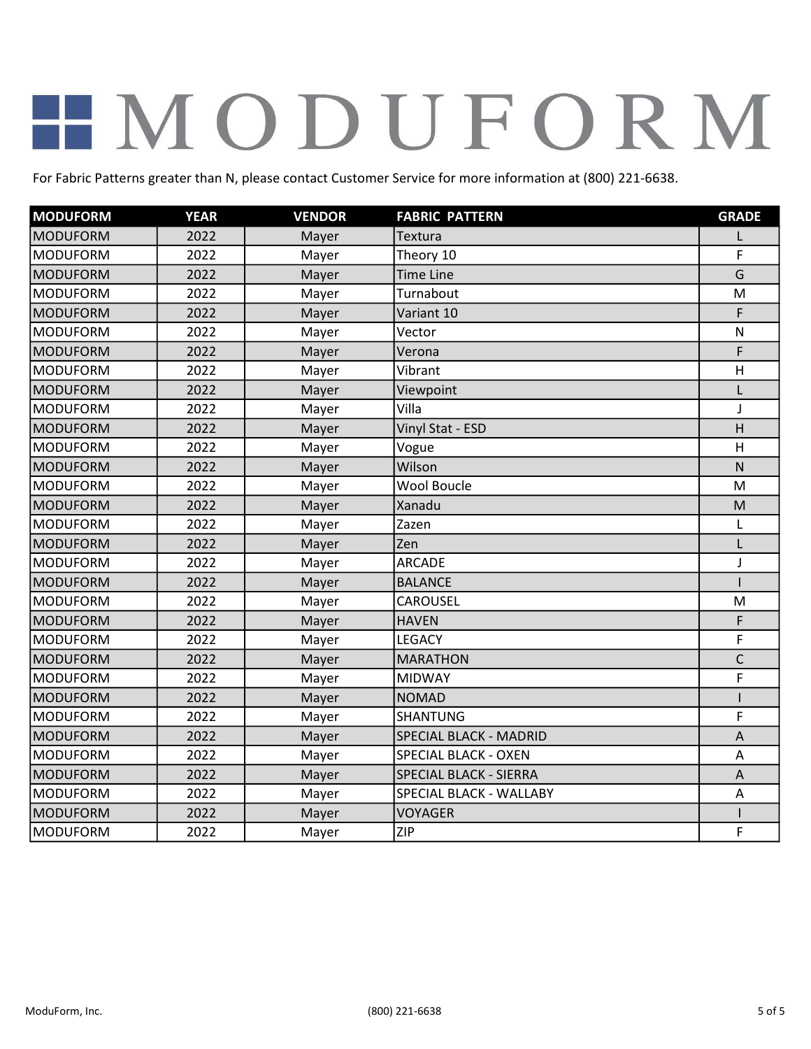# MODUFORM

For Fabric Patterns greater than N, please contact Customer Service for more information at (800) 221-6638.

| MODUFORM | YEAR | VENDOR | FABRIC PATTERN | GRADE |
|---|---|---|---|---|
| MODUFORM | 2022 | Mayer | Textura | L |
| MODUFORM | 2022 | Mayer | Theory 10 | F |
| MODUFORM | 2022 | Mayer | Time Line | G |
| MODUFORM | 2022 | Mayer | Turnabout | M |
| MODUFORM | 2022 | Mayer | Variant 10 | F |
| MODUFORM | 2022 | Mayer | Vector | N |
| MODUFORM | 2022 | Mayer | Verona | F |
| MODUFORM | 2022 | Mayer | Vibrant | H |
| MODUFORM | 2022 | Mayer | Viewpoint | L |
| MODUFORM | 2022 | Mayer | Villa | J |
| MODUFORM | 2022 | Mayer | Vinyl Stat - ESD | H |
| MODUFORM | 2022 | Mayer | Vogue | H |
| MODUFORM | 2022 | Mayer | Wilson | N |
| MODUFORM | 2022 | Mayer | Wool Boucle | M |
| MODUFORM | 2022 | Mayer | Xanadu | M |
| MODUFORM | 2022 | Mayer | Zazen | L |
| MODUFORM | 2022 | Mayer | Zen | L |
| MODUFORM | 2022 | Mayer | ARCADE | J |
| MODUFORM | 2022 | Mayer | BALANCE | I |
| MODUFORM | 2022 | Mayer | CAROUSEL | M |
| MODUFORM | 2022 | Mayer | HAVEN | F |
| MODUFORM | 2022 | Mayer | LEGACY | F |
| MODUFORM | 2022 | Mayer | MARATHON | C |
| MODUFORM | 2022 | Mayer | MIDWAY | F |
| MODUFORM | 2022 | Mayer | NOMAD | I |
| MODUFORM | 2022 | Mayer | SHANTUNG | F |
| MODUFORM | 2022 | Mayer | SPECIAL BLACK - MADRID | A |
| MODUFORM | 2022 | Mayer | SPECIAL BLACK - OXEN | A |
| MODUFORM | 2022 | Mayer | SPECIAL BLACK - SIERRA | A |
| MODUFORM | 2022 | Mayer | SPECIAL BLACK - WALLABY | A |
| MODUFORM | 2022 | Mayer | VOYAGER | I |
| MODUFORM | 2022 | Mayer | ZIP | F |